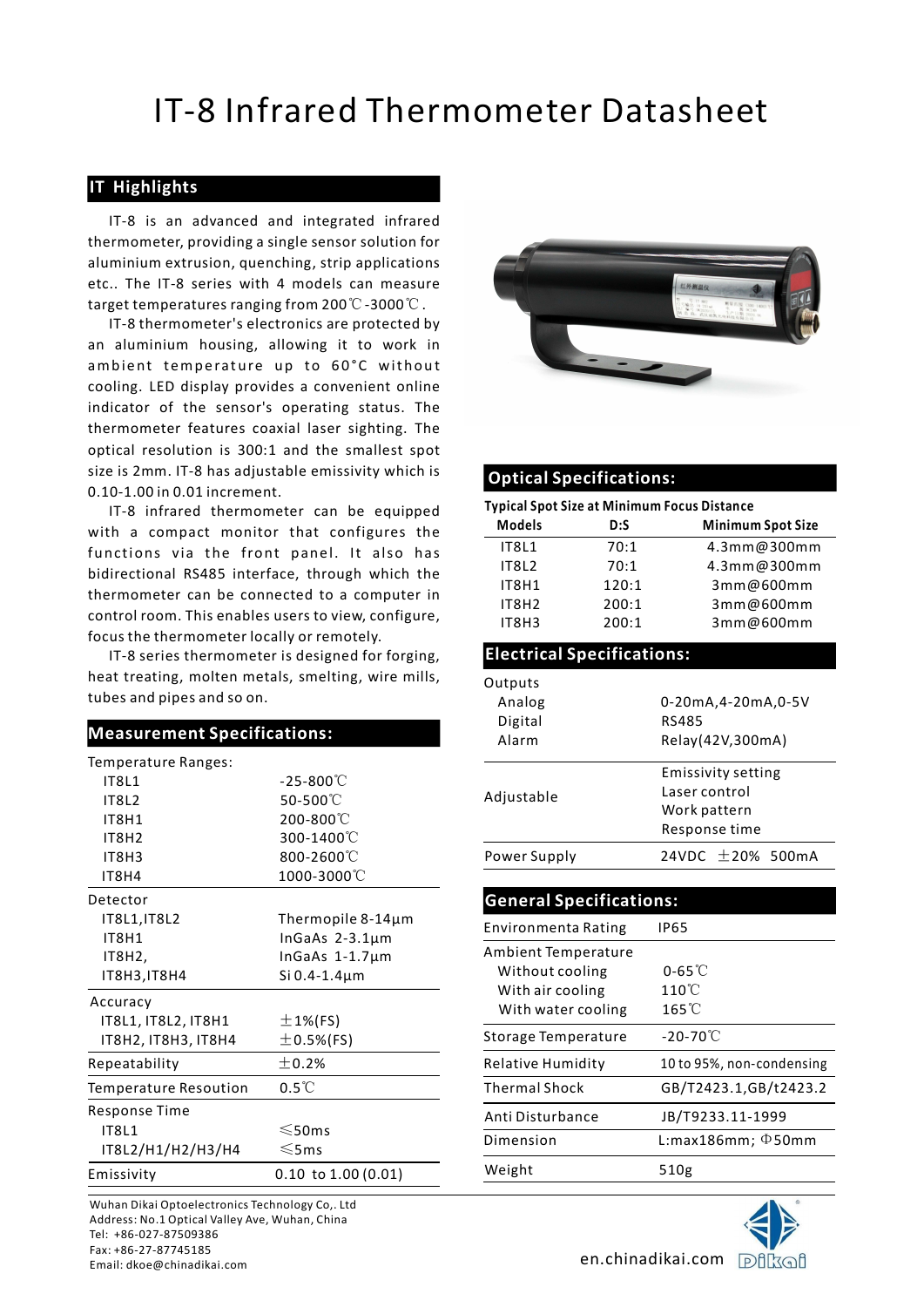# IT-8 Infrared Thermometer Datasheet

## IT Highlights

IT-8 is an advanced and integrated infrared thermometer, providing a single sensor solution for aluminium extrusion, quenching, strip applications etc.. The IT-8 series with 4 models can measure target temperatures ranging from 200℃-3000℃.

IT-8 thermometer's electronics are protected by an aluminium housing, allowing it to work in ambient temperature up to 60°C without cooling. LED display provides a convenient online indicator of the sensor's operating status. The thermometer features coaxial laser sighting. The optical resolution is 300:1 and the smallest spot size is 2mm. IT-8 has adjustable emissivity which is 0.10-1.00 in 0.01 increment.

IT-8 infrared thermometer can be equipped with a compact monitor that configures the functions via the front panel. It also has bidirectional RS485 interface, through which the thermometer can be connected to a computer in control room. This enables users to view, configure, focus the thermometer locally or remotely.

IT-8 series thermometer is designed for forging, heat treating, molten metals, smelting, wire mills, tubes and pipes and so on.

## Measurement Specifications:

| | |
|---|---|
| Temperature Ranges: | |
| IT8L1 | -25-800℃ |
| IT8L2 | 50-500℃ |
| IT8H1 | 200-800℃ |
| IT8H2 | 300-1400℃ |
| IT8H3 | 800-2600℃ |
| IT8H4 | 1000-3000℃ |
| Detector | |
| IT8L1,IT8L2 | Thermopile 8-14μm |
| IT8H1 | InGaAs 2-3.1μm |
| IT8H2, | InGaAs 1-1.7μm |
| IT8H3,IT8H4 | Si 0.4-1.4μm |
| Accuracy | |
| IT8L1, IT8L2, IT8H1 | ±1%(FS) |
| IT8H2, IT8H3, IT8H4 | ±0.5%(FS) |
| Repeatability | ±0.2% |
| Temperature Resoution | 0.5℃ |
| Response Time | |
| IT8L1 | ≤50ms |
| IT8L2/H1/H2/H3/H4 | ≤5ms |
| Emissivity | 0.10 to 1.00 (0.01) |

## Optical Specifications:

**Typical Spot Size at Minimum Focus Distance**

| Models | D:S | Minimum Spot Size |
|---|---|---|
| IT8L1 | 70:1 | 4.3mm@300mm |
| IT8L2 | 70:1 | 4.3mm@300mm |
| IT8H1 | 120:1 | 3mm@600mm |
| IT8H2 | 200:1 | 3mm@600mm |
| IT8H3 | 200:1 | 3mm@600mm |

## Electrical Specifications:

| | |
|---|---|
| Outputs | |
| Analog | 0-20mA,4-20mA,0-5V |
| Digital | RS485 |
| Alarm | Relay(42V,300mA) |
| Adjustable | Emissivity setting<br>Laser control<br>Work pattern<br>Response time |
| Power Supply | 24VDC ±20% 500mA |

## General Specifications:

| | |
|---|---|
| Environmenta Rating | IP65 |
| Ambient Temperature | |
| Without cooling | 0-65℃ |
| With air cooling | 110℃ |
| With water cooling | 165℃ |
| Storage Temperature | -20-70℃ |
| Relative Humidity | 10 to 95%, non-condensing |
| Thermal Shock | GB/T2423.1,GB/t2423.2 |
| Anti Disturbance | JB/T9233.11-1999 |
| Dimension | L:max186mm; Φ50mm |
| Weight | 510g |

Wuhan Dikai Optoelectronics Technology Co,. Ltd
Address: No.1 Optical Valley Ave, Wuhan, China
Tel: +86-027-87509386
Fax: +86-27-87745185
Email: dkoe@chinadikai.com

en.chinadikai.com Dikai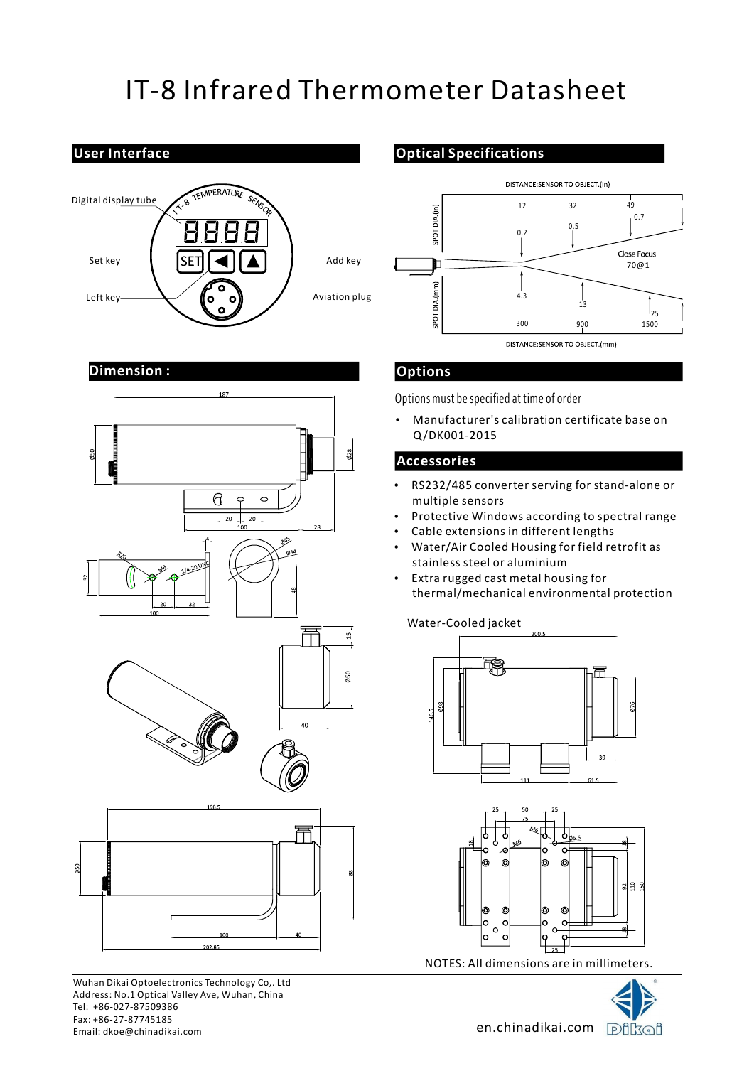# IT-8 Infrared Thermometer Datasheet

## User Interface

Digital display tube

IT-8 TEMPERATURE SENSOR

8888

Set key

SET

Add key

Left key

Aviation plug

## Optical Specifications

DISTANCE:SENSOR TO OBJECT.(in)

SPOT DIA.(in)

12 32 49

0.2 0.5 0.7

Close Focus

70@1

SPOT DIA.(mm)

4.3 13 25

300 900 1500

DISTANCE:SENSOR TO OBJECT.(mm)

## Dimension :

187

Ø50

Ø28

20 20

100 28

R20

M6

1/4-20 UNC

32

20 32

100

4

Ø45

Ø34

48

15

Ø50

40

198.5

Ø50

88

100 40

202.85

## Options

Options must be specified at time of order

- Manufacturer's calibration certificate base on Q/DK001-2015

## Accessories

- RS232/485 converter serving for stand-alone or multiple sensors
- Protective Windows according to spectral range
- Cable extensions in different lengths
- Water/Air Cooled Housing for field retrofit as stainless steel or aluminium
- Extra rugged cast metal housing for thermal/mechanical environmental protection

Water-Cooled jacket

200.5

146.5

Ø98

Ø76

39

111 61.5

25 50 25

75

M6

M6

Ø5.5

18

38

92 110 150

38

25

NOTES: All dimensions are in millimeters.

Wuhan Dikai Optoelectronics Technology Co,. Ltd
Address: No.1 Optical Valley Ave, Wuhan, China
Tel: +86-027-87509386
Fax: +86-27-87745185
Email: dkoe@chinadikai.com

en.chinadikai.com

Dikai